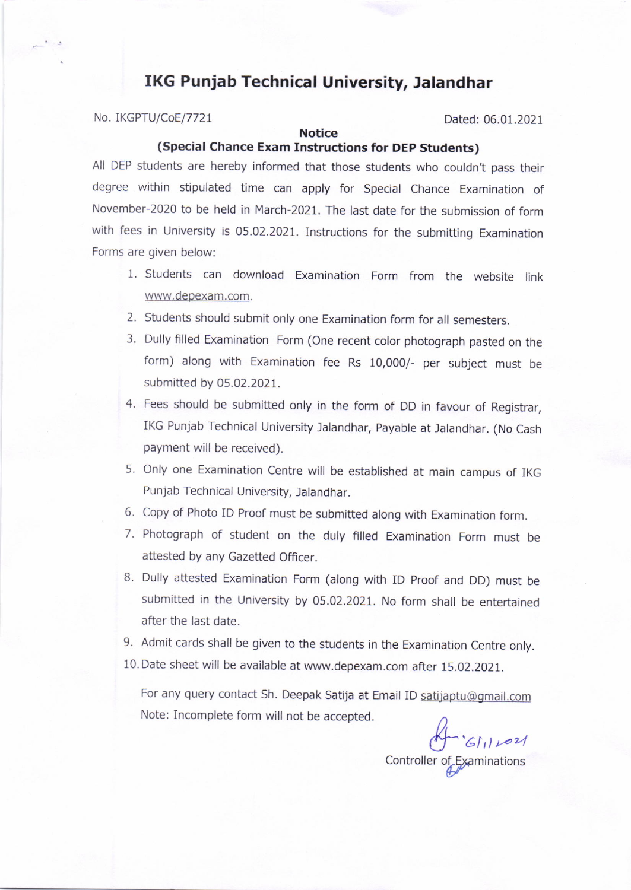# IKG Punjab Technical University, Jalandhar

No. IKGPTU/CoE/7721

Dated: 06.01.2021

**Notice**

**(Special Chance Exam Instructions for DEP Students)**

All DEP students are hereby informed that those students who couldn't pass their degree within stipulated time can apply for Special Chance Examination of November-2020 to be held in March-2021. The last date for the submission of form with fees in University is 05.02.2021. Instructions for the submitting Examination Forms are given below:

1. Students can download Examination Form from the website link www.depexam.com.
2. Students should submit only one Examination form for all semesters.
3. Dully filled Examination Form (One recent color photograph pasted on the form) along with Examination fee Rs 10,000/- per subject must be submitted by 05.02.2021.
4. Fees should be submitted only in the form of DD in favour of Registrar, IKG Punjab Technical University Jalandhar, Payable at Jalandhar. (No Cash payment will be received).
5. Only one Examination Centre will be established at main campus of IKG Punjab Technical University, Jalandhar.
6. Copy of Photo ID Proof must be submitted along with Examination form.
7. Photograph of student on the duly filled Examination Form must be attested by any Gazetted Officer.
8. Dully attested Examination Form (along with ID Proof and DD) must be submitted in the University by 05.02.2021. No form shall be entertained after the last date.
9. Admit cards shall be given to the students in the Examination Centre only.
10. Date sheet will be available at www.depexam.com after 15.02.2021.

For any query contact Sh. Deepak Satija at Email ID satijaptu@gmail.com

Note: Incomplete form will not be accepted.

6/1/2021

Controller of Examinations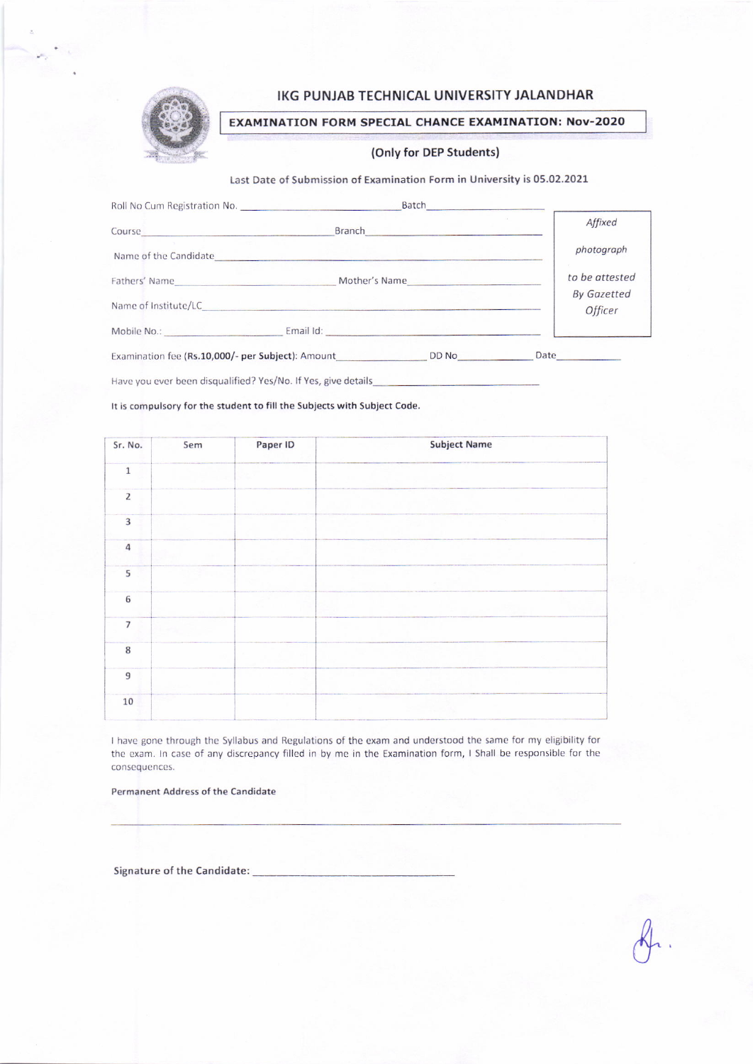# IKG PUNJAB TECHNICAL UNIVERSITY JALANDHAR

## EXAMINATION FORM SPECIAL CHANCE EXAMINATION: Nov-2020

**(Only for DEP Students)**

Last Date of Submission of Examination Form in University is 05.02.2021

Roll No Cum Registration No. ____________________ Batch ____________________

Course ____________________ Branch ____________________

Name of the Candidate ____________________

Fathers' Name ____________________ Mother's Name ____________________

Name of Institute/LC ____________________

Mobile No.: ____________________ Email Id: ____________________

*Affixed photograph to be attested By Gazetted Officer*

Examination fee (**Rs.10,000/- per Subject**): Amount ____________ DD No ____________ Date ____________

Have you ever been disqualified? Yes/No. If Yes, give details ____________________

**It is compulsory for the student to fill the Subjects with Subject Code.**

| Sr. No. | Sem | Paper ID | Subject Name |
|---|---|---|---|
| 1 | | | |
| 2 | | | |
| 3 | | | |
| 4 | | | |
| 5 | | | |
| 6 | | | |
| 7 | | | |
| 8 | | | |
| 9 | | | |
| 10 | | | |

I have gone through the Syllabus and Regulations of the exam and understood the same for my eligibility for the exam. In case of any discrepancy filled in by me in the Examination form, I Shall be responsible for the consequences.

**Permanent Address of the Candidate**

____________________________________________

**Signature of the Candidate:** ____________________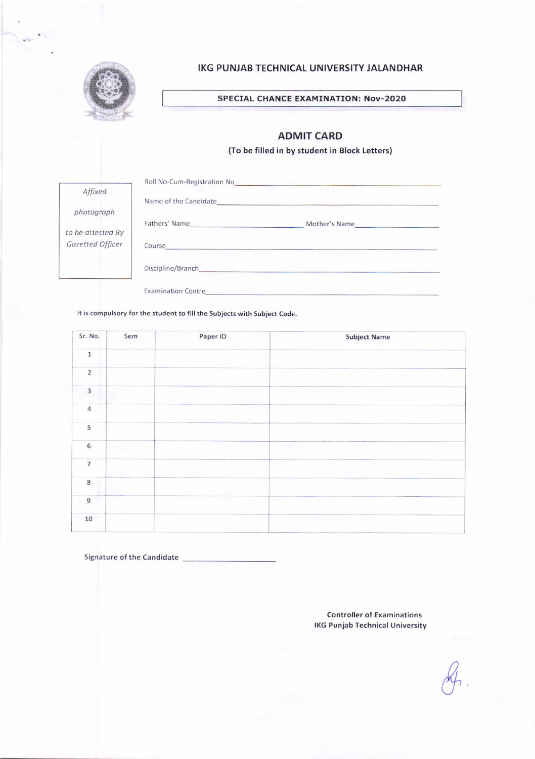# IKG PUNJAB TECHNICAL UNIVERSITY JALANDHAR

**SPECIAL CHANCE EXAMINATION: Nov-2020**

## ADMIT CARD

**(To be filled in by student in Block Letters)**

*Affixed photograph to be attested By Gazetted Officer*

Roll No-Cum-Registration No\_\_\_\_\_\_\_\_\_\_\_\_\_\_\_\_\_\_\_\_

Name of the Candidate\_\_\_\_\_\_\_\_\_\_\_\_\_\_\_\_\_\_\_\_

Fathers' Name\_\_\_\_\_\_\_\_\_\_\_\_\_\_\_\_\_\_\_\_ Mother's Name\_\_\_\_\_\_\_\_\_\_\_\_\_\_\_\_\_\_\_\_

Course\_\_\_\_\_\_\_\_\_\_\_\_\_\_\_\_\_\_\_\_

Discipline/Branch\_\_\_\_\_\_\_\_\_\_\_\_\_\_\_\_\_\_\_\_

Examination Centre\_\_\_\_\_\_\_\_\_\_\_\_\_\_\_\_\_\_\_\_

It is compulsory for the student to fill the Subjects with Subject Code.

| Sr. No. | Sem | Paper ID | Subject Name |
|---|---|---|---|
| 1 | | | |
| 2 | | | |
| 3 | | | |
| 4 | | | |
| 5 | | | |
| 6 | | | |
| 7 | | | |
| 8 | | | |
| 9 | | | |
| 10 | | | |

Signature of the Candidate \_\_\_\_\_\_\_\_\_\_\_\_\_\_\_\_\_\_\_\_

**Controller of Examinations**
**IKG Punjab Technical University**